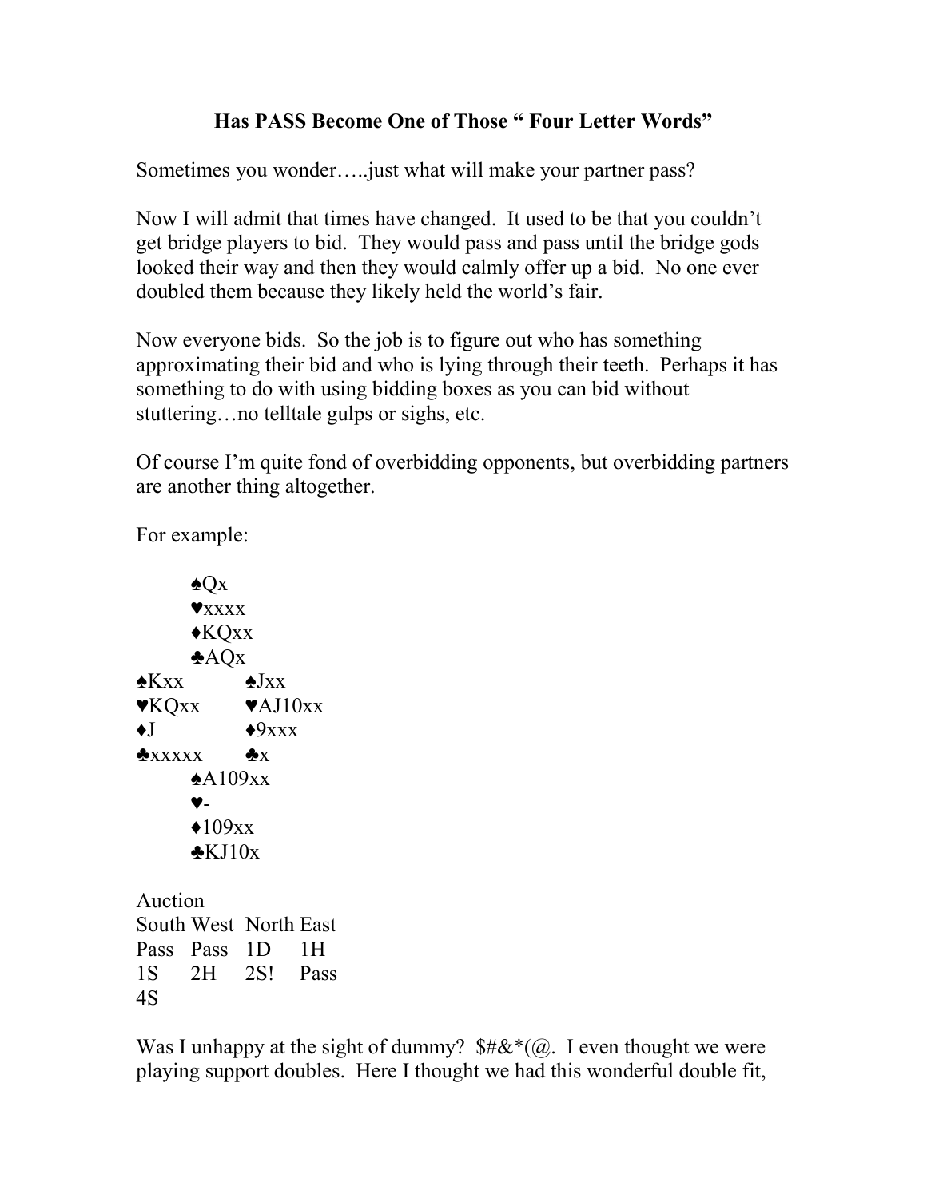# Has PASS Become One of Those " Four Letter Words"

Sometimes you wonder…..just what will make your partner pass?

Now I will admit that times have changed. It used to be that you couldn't get bridge players to bid. They would pass and pass until the bridge gods looked their way and then they would calmly offer up a bid. No one ever doubled them because they likely held the world's fair.

Now everyone bids. So the job is to figure out who has something approximating their bid and who is lying through their teeth. Perhaps it has something to do with using bidding boxes as you can bid without stuttering…no telltale gulps or sighs, etc.

Of course I'm quite fond of overbidding opponents, but overbidding partners are another thing altogether.

For example:

```
        ♠Qx
        ♥xxxx
        ♦KQxx
        ♣AQx
♠Kxx          ♠Jxx
♥KQxx         ♥AJ10xx
♦J            ♦9xxx
♣xxxxx        ♣x
        ♠A109xx
        ♥-
        ♦109xx
        ♣KJ10x
```

Auction

| South | West | North | East |
|---|---|---|---|
| Pass | Pass | 1D | 1H |
| 1S | 2H | 2S! | Pass |
| 4S | | | |

Was I unhappy at the sight of dummy? $#&*(@. I even thought we were playing support doubles. Here I thought we had this wonderful double fit,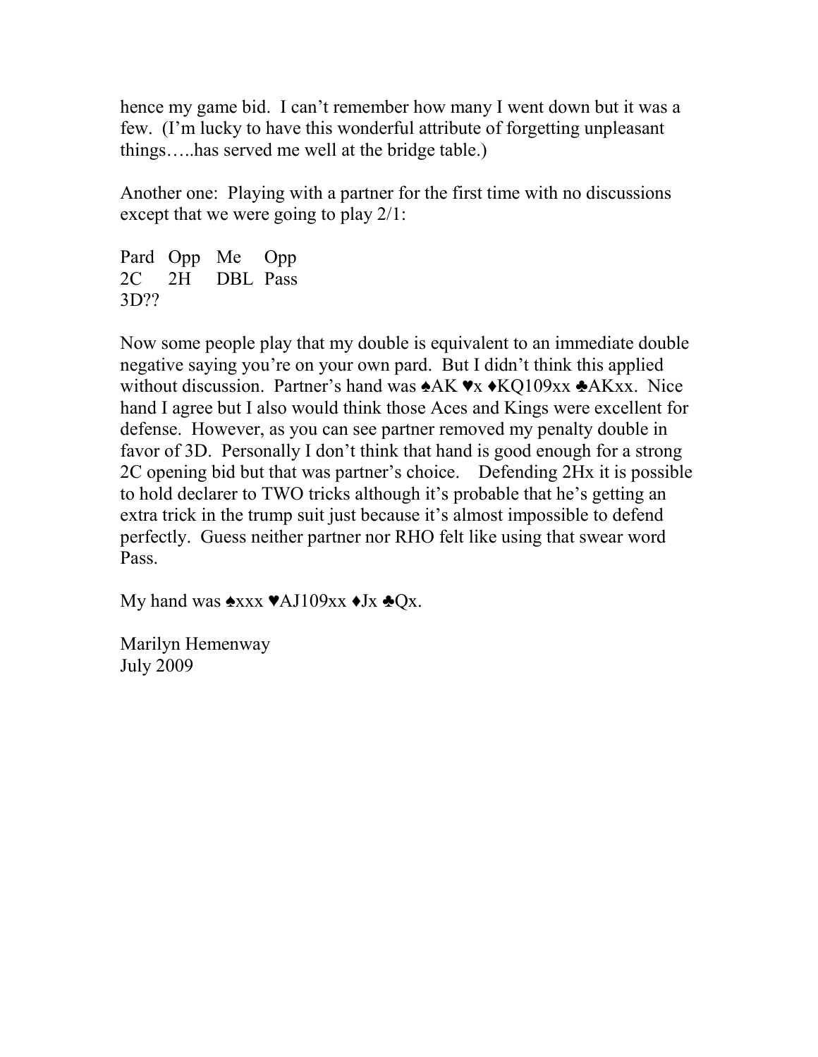hence my game bid. I can't remember how many I went down but it was a few. (I'm lucky to have this wonderful attribute of forgetting unpleasant things…..has served me well at the bridge table.)

Another one: Playing with a partner for the first time with no discussions except that we were going to play 2/1:

| Pard | Opp | Me | Opp |
|---|---|---|---|
| 2C | 2H | DBL | Pass |
| 3D?? | | | |

Now some people play that my double is equivalent to an immediate double negative saying you're on your own pard. But I didn't think this applied without discussion. Partner's hand was ♠AK ♥x ♦KQ109xx ♣AKxx. Nice hand I agree but I also would think those Aces and Kings were excellent for defense. However, as you can see partner removed my penalty double in favor of 3D. Personally I don't think that hand is good enough for a strong 2C opening bid but that was partner's choice. Defending 2Hx it is possible to hold declarer to TWO tricks although it's probable that he's getting an extra trick in the trump suit just because it's almost impossible to defend perfectly. Guess neither partner nor RHO felt like using that swear word Pass.

My hand was ♠xxx ♥AJ109xx ♦Jx ♣Qx.

Marilyn Hemenway
July 2009